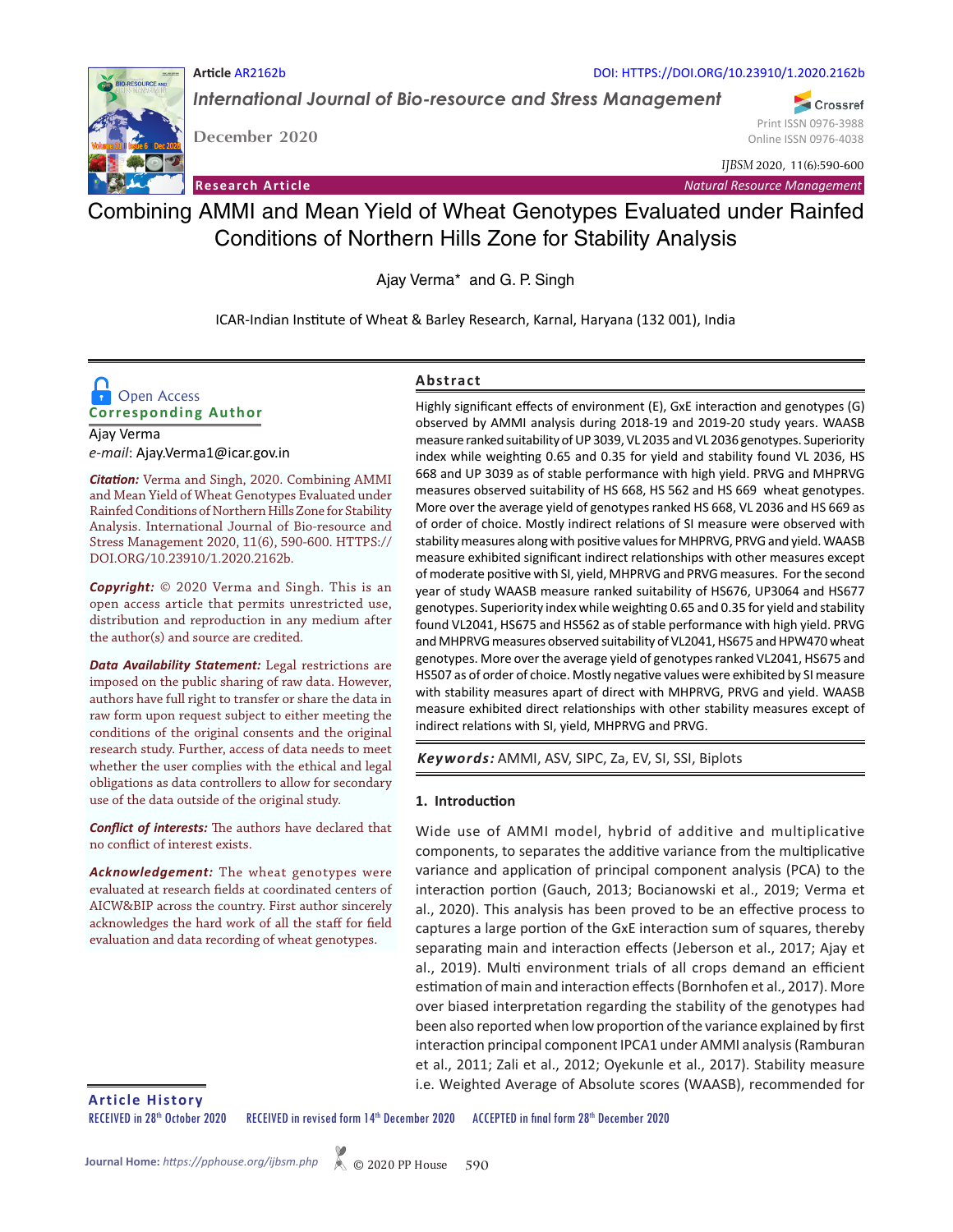Article AR2162b

DOI: HTTPS://DOI.ORG/10.23910/1.2020.2162b

*International Journal of Bio-resource and Stress Management*

December 2020

Print ISSN 0976-3988
Online ISSN 0976-4038

*IJBSM* 2020, 11(6):590-600

**Research Article** — *Natural Resource Management*

# Combining AMMI and Mean Yield of Wheat Genotypes Evaluated under Rainfed Conditions of Northern Hills Zone for Stability Analysis

Ajay Verma* and G. P. Singh

ICAR-Indian Institute of Wheat & Barley Research, Karnal, Haryana (132 001), India

Open Access

**Corresponding Author**

Ajay Verma
*e-mail*: Ajay.Verma1@icar.gov.in

***Citation:*** Verma and Singh, 2020. Combining AMMI and Mean Yield of Wheat Genotypes Evaluated under Rainfed Conditions of Northern Hills Zone for Stability Analysis. International Journal of Bio-resource and Stress Management 2020, 11(6), 590-600. HTTPS://DOI.ORG/10.23910/1.2020.2162b.

***Copyright:*** © 2020 Verma and Singh. This is an open access article that permits unrestricted use, distribution and reproduction in any medium after the author(s) and source are credited.

***Data Availability Statement:*** Legal restrictions are imposed on the public sharing of raw data. However, authors have full right to transfer or share the data in raw form upon request subject to either meeting the conditions of the original consents and the original research study. Further, access of data needs to meet whether the user complies with the ethical and legal obligations as data controllers to allow for secondary use of the data outside of the original study.

***Conflict of interests:*** The authors have declared that no conflict of interest exists.

***Acknowledgement:*** The wheat genotypes were evaluated at research fields at coordinated centers of AICW&BIP across the country. First author sincerely acknowledges the hard work of all the staff for field evaluation and data recording of wheat genotypes.

## Abstract

Highly significant effects of environment (E), GxE interaction and genotypes (G) observed by AMMI analysis during 2018-19 and 2019-20 study years. WAASB measure ranked suitability of UP 3039, VL 2035 and VL 2036 genotypes. Superiority index while weighting 0.65 and 0.35 for yield and stability found VL 2036, HS 668 and UP 3039 as of stable performance with high yield. PRVG and MHPRVG measures observed suitability of HS 668, HS 562 and HS 669 wheat genotypes. More over the average yield of genotypes ranked HS 668, VL 2036 and HS 669 as of order of choice. Mostly indirect relations of SI measure were observed with stability measures along with positive values for MHPRVG, PRVG and yield. WAASB measure exhibited significant indirect relationships with other measures except of moderate positive with SI, yield, MHPRVG and PRVG measures. For the second year of study WAASB measure ranked suitability of HS676, UP3064 and HS677 genotypes. Superiority index while weighting 0.65 and 0.35 for yield and stability found VL2041, HS675 and HS562 as of stable performance with high yield. PRVG and MHPRVG measures observed suitability of VL2041, HS675 and HPW470 wheat genotypes. More over the average yield of genotypes ranked VL2041, HS675 and HS507 as of order of choice. Mostly negative values were exhibited by SI measure with stability measures apart of direct with MHPRVG, PRVG and yield. WAASB measure exhibited direct relationships with other stability measures except of indirect relations with SI, yield, MHPRVG and PRVG.

***Keywords:*** AMMI, ASV, SIPC, Za, EV, SI, SSI, Biplots

## 1. Introduction

Wide use of AMMI model, hybrid of additive and multiplicative components, to separates the additive variance from the multiplicative variance and application of principal component analysis (PCA) to the interaction portion (Gauch, 2013; Bocianowski et al., 2019; Verma et al., 2020). This analysis has been proved to be an effective process to captures a large portion of the GxE interaction sum of squares, thereby separating main and interaction effects (Jeberson et al., 2017; Ajay et al., 2019). Multi environment trials of all crops demand an efficient estimation of main and interaction effects (Bornhofen et al., 2017). More over biased interpretation regarding the stability of the genotypes had been also reported when low proportion of the variance explained by first interaction principal component IPCA1 under AMMI analysis (Ramburan et al., 2011; Zali et al., 2012; Oyekunle et al., 2017). Stability measure i.e. Weighted Average of Absolute scores (WAASB), recommended for

**Article History**

RECEIVED in 28th October 2020 RECEIVED in revised form 14th December 2020 ACCEPTED in final form 28th December 2020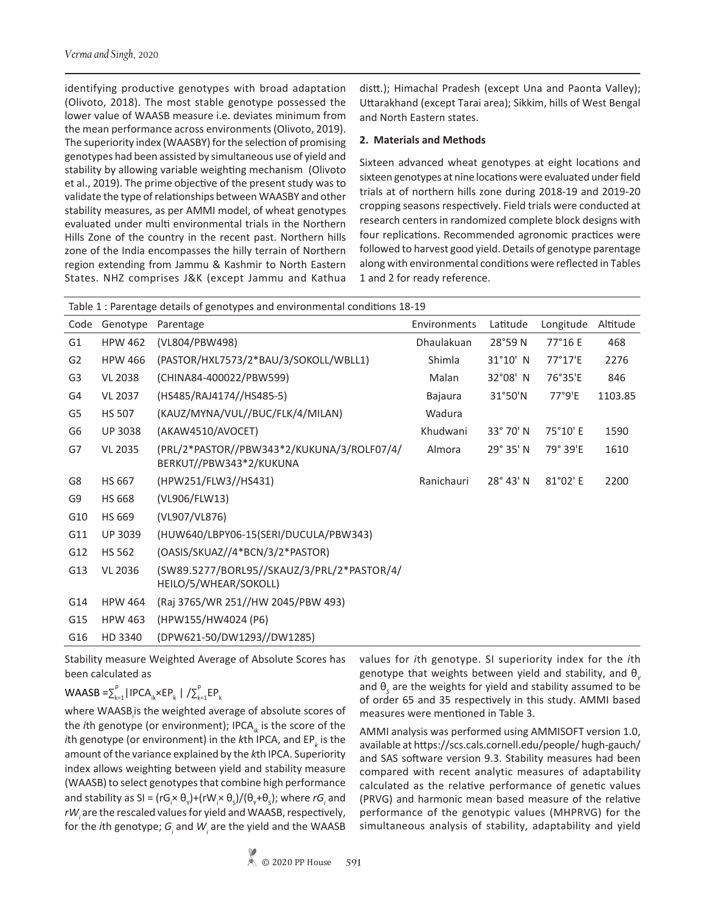identifying productive genotypes with broad adaptation (Olivoto, 2018). The most stable genotype possessed the lower value of WAASB measure i.e. deviates minimum from the mean performance across environments (Olivoto, 2019). The superiority index (WAASBY) for the selection of promising genotypes had been assisted by simultaneous use of yield and stability by allowing variable weighting mechanism (Olivoto et al., 2019). The prime objective of the present study was to validate the type of relationships between WAASBY and other stability measures, as per AMMI model, of wheat genotypes evaluated under multi environmental trials in the Northern Hills Zone of the country in the recent past. Northern hills zone of the India encompasses the hilly terrain of Northern region extending from Jammu & Kashmir to North Eastern States. NHZ comprises J&K (except Jammu and Kathua distt.); Himachal Pradesh (except Una and Paonta Valley); Uttarakhand (except Tarai area); Sikkim, hills of West Bengal and North Eastern states.

## 2. Materials and Methods

Sixteen advanced wheat genotypes at eight locations and sixteen genotypes at nine locations were evaluated under field trials at of northern hills zone during 2018-19 and 2019-20 cropping seasons respectively. Field trials were conducted at research centers in randomized complete block designs with four replications. Recommended agronomic practices were followed to harvest good yield. Details of genotype parentage along with environmental conditions were reflected in Tables 1 and 2 for ready reference.

Table 1 : Parentage details of genotypes and environmental conditions 18-19

| Code | Genotype | Parentage | Environments | Latitude | Longitude | Altitude |
|---|---|---|---|---|---|---|
| G1 | HPW 462 | (VL804/PBW498) | Dhaulakuan | 28°59 N | 77°16 E | 468 |
| G2 | HPW 466 | (PASTOR/HXL7573/2*BAU/3/SOKOLL/WBLL1) | Shimla | 31°10' N | 77°17'E | 2276 |
| G3 | VL 2038 | (CHINA84-400022/PBW599) | Malan | 32°08' N | 76°35'E | 846 |
| G4 | VL 2037 | (HS485/RAJ4174//HS485-5) | Bajaura | 31°50'N | 77°9'E | 1103.85 |
| G5 | HS 507 | (KAUZ/MYNA/VUL//BUC/FLK/4/MILAN) | Wadura | | | |
| G6 | UP 3038 | (AKAW4510/AVOCET) | Khudwani | 33° 70' N | 75°10' E | 1590 |
| G7 | VL 2035 | (PRL/2*PASTOR//PBW343*2/KUKUNA/3/ROLF07/4/BERKUT//PBW343*2/KUKUNA | Almora | 29° 35' N | 79° 39'E | 1610 |
| G8 | HS 667 | (HPW251/FLW3//HS431) | Ranichauri | 28° 43' N | 81°02' E | 2200 |
| G9 | HS 668 | (VL906/FLW13) | | | | |
| G10 | HS 669 | (VL907/VL876) | | | | |
| G11 | UP 3039 | (HUW640/LBPY06-15(SERI/DUCULA/PBW343) | | | | |
| G12 | HS 562 | (OASIS/SKUAZ//4*BCN/3/2*PASTOR) | | | | |
| G13 | VL 2036 | (SW89.5277/BORL95//SKAUZ/3/PRL/2*PASTOR/4/HEILO/5/WHEAR/SOKOLL) | | | | |
| G14 | HPW 464 | (Raj 3765/WR 251//HW 2045/PBW 493) | | | | |
| G15 | HPW 463 | (HPW155/HW4024 (P6) | | | | |
| G16 | HD 3340 | (DPW621-50/DW1293//DW1285) | | | | |

Stability measure Weighted Average of Absolute Scores has been calculated as

$$WAASB = \sum_{k=1}^{p} |IPCA_{ik} \times EP_k| \ / \sum_{k=1}^{p} EP_k$$

where $WAASB_i$ is the weighted average of absolute scores of the *i*th genotype (or environment); $IPCA_{ik}$ is the score of the *i*th genotype (or environment) in the *k*th IPCA, and $EP_k$ is the amount of the variance explained by the *k*th IPCA. Superiority index allows weighting between yield and stability measure (WAASB) to select genotypes that combine high performance and stability as $SI = (rG_i \times \theta_Y) + (rW_i \times \theta_S)/(\theta_Y + \theta_S)$; where $rG_i$ and $rW_i$ are the rescaled values for yield and WAASB, respectively, for the *i*th genotype; $G_i$ and $W_i$ are the yield and the WAASB values for *i*th genotype. SI superiority index for the *i*th genotype that weights between yield and stability, and $\theta_Y$ and $\theta_S$ are the weights for yield and stability assumed to be of order 65 and 35 respectively in this study. AMMI based measures were mentioned in Table 3.

AMMI analysis was performed using AMMISOFT version 1.0, available at https://scs.cals.cornell.edu/people/ hugh-gauch/ and SAS software version 9.3. Stability measures had been compared with recent analytic measures of adaptability calculated as the relative performance of genetic values (PRVG) and harmonic mean based measure of the relative performance of the genotypic values (MHPRVG) for the simultaneous analysis of stability, adaptability and yield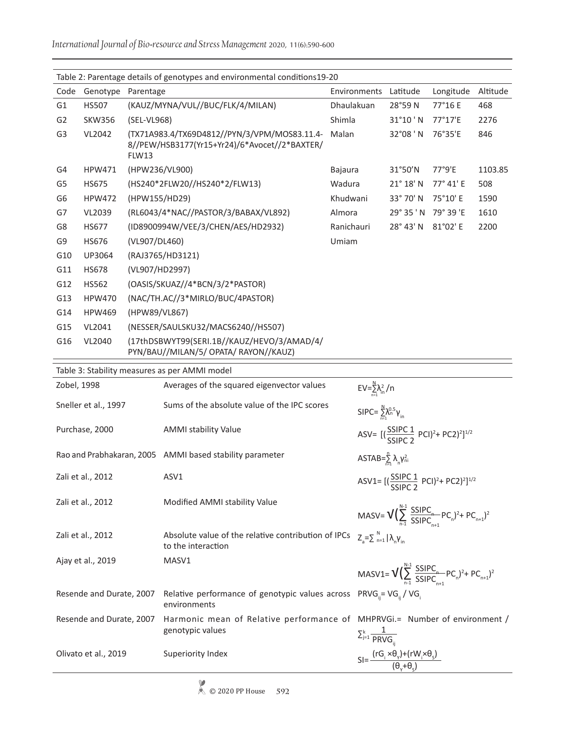Table 2: Parentage details of genotypes and environmental conditions19-20

| Code | Genotype | Parentage | Environments | Latitude | Longitude | Altitude |
|---|---|---|---|---|---|---|
| G1 | HS507 | (KAUZ/MYNA/VUL//BUC/FLK/4/MILAN) | Dhaulakuan | 28°59 N | 77°16 E | 468 |
| G2 | SKW356 | (SEL-VL968) | Shimla | 31°10 ' N | 77°17'E | 2276 |
| G3 | VL2042 | (TX71A983.4/TX69D4812//PYN/3/VPM/MOS83.11.4-8//PEW/HSB3177(Yr15+Yr24)/6*Avocet//2*BAXTER/FLW13 | Malan | 32°08 ' N | 76°35'E | 846 |
| G4 | HPW471 | (HPW236/VL900) | Bajaura | 31°50'N | 77°9'E | 1103.85 |
| G5 | HS675 | (HS240*2FLW20//HS240*2/FLW13) | Wadura | 21° 18' N | 77° 41' E | 508 |
| G6 | HPW472 | (HPW155/HD29) | Khudwani | 33° 70' N | 75°10' E | 1590 |
| G7 | VL2039 | (RL6043/4*NAC//PASTOR/3/BABAX/VL892) | Almora | 29° 35 ' N | 79° 39 'E | 1610 |
| G8 | HS677 | (ID8900994W/VEE/3/CHEN/AES/HD2932) | Ranichauri | 28° 43' N | 81°02' E | 2200 |
| G9 | HS676 | (VL907/DL460) | Umiam | | | |
| G10 | UP3064 | (RAJ3765/HD3121) | | | | |
| G11 | HS678 | (VL907/HD2997) | | | | |
| G12 | HS562 | (OASIS/SKUAZ//4*BCN/3/2*PASTOR) | | | | |
| G13 | HPW470 | (NAC/TH.AC//3*MIRLO/BUC/4PASTOR) | | | | |
| G14 | HPW469 | (HPW89/VL867) | | | | |
| G15 | VL2041 | (NESSER/SAULSKU32/MACS6240//HS507) | | | | |
| G16 | VL2040 | (17thDSBWYT99(SERI.1B//KAUZ/HEVO/3/AMAD/4/PYN/BAU//MILAN/5/ OPATA/ RAYON//KAUZ) | | | | |

Table 3: Stability measures as per AMMI model

| Reference | Measure | Formula |
|---|---|---|
| Zobel, 1998 | Averages of the squared eigenvector values | $EV=\sum_{n=1}^{N}\lambda_{in}^{2}/n$ |
| Sneller et al., 1997 | Sums of the absolute value of the IPC scores | $SIPC=\sum_{n=1}^{N}\lambda_{n}^{0.5}\gamma_{in}$ |
| Purchase, 2000 | AMMI stability Value | $ASV=[(\frac{SSIPC\ 1}{SSIPC\ 2}\ PCI)^2+PC2)^2]^{1/2}$ |
| Rao and Prabhakaran, 2005 | AMMI based stability parameter | $ASTAB=\sum_{n=1}^{n}\lambda_{n}\gamma_{ni}^{2}$ |
| Zali et al., 2012 | ASV1 | $ASV1=[(\frac{SSIPC\ 1}{SSIPC\ 2}\ PCI)^2+PC2)^2]^{1/2}$ |
| Zali et al., 2012 | Modified AMMI stability Value | $MASV=\sqrt{(\sum_{n-1}^{N-1}\frac{SSIPC_n}{SSIPC_{n+1}}PC_n)^2+PC_{n+1})^2}$ |
| Zali et al., 2012 | Absolute value of the relative contribution of IPCs to the interaction | $Z_a=\sum_{n=1}^{N}\lvert\lambda_n\gamma_{in}$ |
| Ajay et al., 2019 | MASV1 | $MASV1=\sqrt{(\sum_{n-1}^{N-1}\frac{SSIPC_n}{SSIPC_{n+1}}PC_n)^2+PC_{n+1})^2}$ |
| Resende and Durate, 2007 | Relative performance of genotypic values across environments | $PRVG_{ij}=VG_{ij}/VG_{i}$ |
| Resende and Durate, 2007 | Harmonic mean of Relative performance of genotypic values | MHPRVGi.= Number of environment / $\sum_{j=1}^{k}\frac{1}{PRVG_{ij}}$ |
| Olivato et al., 2019 | Superiority Index | $SI=\frac{(rG_i\times\theta_Y)+(rW_i\times\theta_S)}{(\theta_Y+\theta_S)}$ |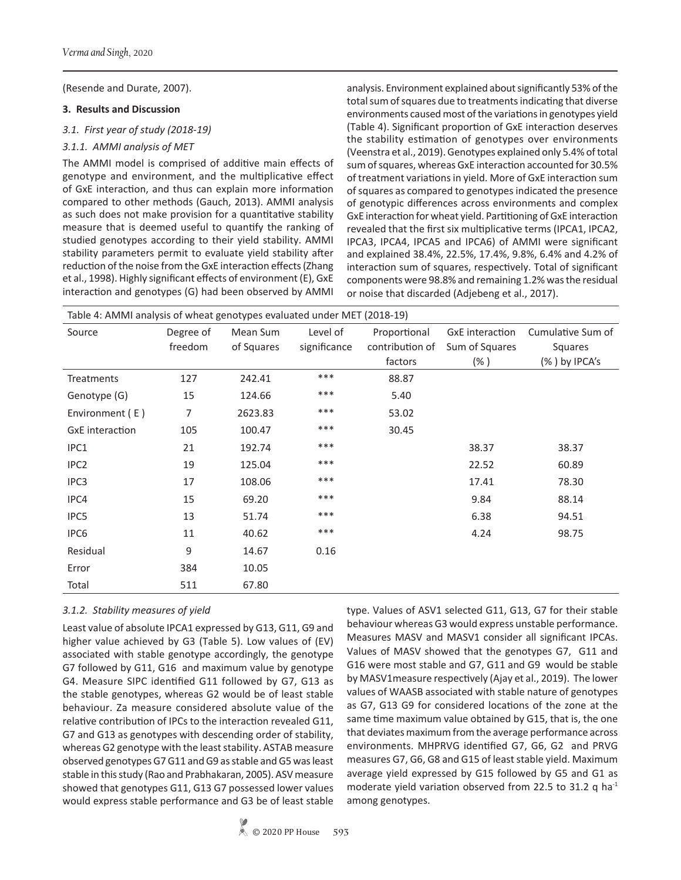(Resende and Durate, 2007).

## 3. Results and Discussion

### *3.1. First year of study (2018-19)*

#### *3.1.1. AMMI analysis of MET*

The AMMI model is comprised of additive main effects of genotype and environment, and the multiplicative effect of GxE interaction, and thus can explain more information compared to other methods (Gauch, 2013). AMMI analysis as such does not make provision for a quantitative stability measure that is deemed useful to quantify the ranking of studied genotypes according to their yield stability. AMMI stability parameters permit to evaluate yield stability after reduction of the noise from the GxE interaction effects (Zhang et al., 1998). Highly significant effects of environment (E), GxE interaction and genotypes (G) had been observed by AMMI analysis. Environment explained about significantly 53% of the total sum of squares due to treatments indicating that diverse environments caused most of the variations in genotypes yield (Table 4). Significant proportion of GxE interaction deserves the stability estimation of genotypes over environments (Veenstra et al., 2019). Genotypes explained only 5.4% of total sum of squares, whereas GxE interaction accounted for 30.5% of treatment variations in yield. More of GxE interaction sum of squares as compared to genotypes indicated the presence of genotypic differences across environments and complex GxE interaction for wheat yield. Partitioning of GxE interaction revealed that the first six multiplicative terms (IPCA1, IPCA2, IPCA3, IPCA4, IPCA5 and IPCA6) of AMMI were significant and explained 38.4%, 22.5%, 17.4%, 9.8%, 6.4% and 4.2% of interaction sum of squares, respectively. Total of significant components were 98.8% and remaining 1.2% was the residual or noise that discarded (Adjebeng et al., 2017).

Table 4: AMMI analysis of wheat genotypes evaluated under MET (2018-19)

| Source | Degree of freedom | Mean Sum of Squares | Level of significance | Proportional contribution of factors | GxE interaction Sum of Squares (%) | Cumulative Sum of Squares (%) by IPCA's |
|---|---|---|---|---|---|---|
| Treatments | 127 | 242.41 | *** | 88.87 | | |
| Genotype (G) | 15 | 124.66 | *** | 5.40 | | |
| Environment ( E ) | 7 | 2623.83 | *** | 53.02 | | |
| GxE interaction | 105 | 100.47 | *** | 30.45 | | |
| IPC1 | 21 | 192.74 | *** | | 38.37 | 38.37 |
| IPC2 | 19 | 125.04 | *** | | 22.52 | 60.89 |
| IPC3 | 17 | 108.06 | *** | | 17.41 | 78.30 |
| IPC4 | 15 | 69.20 | *** | | 9.84 | 88.14 |
| IPC5 | 13 | 51.74 | *** | | 6.38 | 94.51 |
| IPC6 | 11 | 40.62 | *** | | 4.24 | 98.75 |
| Residual | 9 | 14.67 | 0.16 | | | |
| Error | 384 | 10.05 | | | | |
| Total | 511 | 67.80 | | | | |

#### *3.1.2. Stability measures of yield*

Least value of absolute IPCA1 expressed by G13, G11, G9 and higher value achieved by G3 (Table 5). Low values of (EV) associated with stable genotype accordingly, the genotype G7 followed by G11, G16 and maximum value by genotype G4. Measure SIPC identified G11 followed by G7, G13 as the stable genotypes, whereas G2 would be of least stable behaviour. Za measure considered absolute value of the relative contribution of IPCs to the interaction revealed G11, G7 and G13 as genotypes with descending order of stability, whereas G2 genotype with the least stability. ASTAB measure observed genotypes G7 G11 and G9 as stable and G5 was least stable in this study (Rao and Prabhakaran, 2005). ASV measure showed that genotypes G11, G13 G7 possessed lower values would express stable performance and G3 be of least stable type. Values of ASV1 selected G11, G13, G7 for their stable behaviour whereas G3 would express unstable performance. Measures MASV and MASV1 consider all significant IPCAs. Values of MASV showed that the genotypes G7, G11 and G16 were most stable and G7, G11 and G9 would be stable by MASV1measure respectively (Ajay et al., 2019). The lower values of WAASB associated with stable nature of genotypes as G7, G13 G9 for considered locations of the zone at the same time maximum value obtained by G15, that is, the one that deviates maximum from the average performance across environments. MHPRVG identified G7, G6, G2 and PRVG measures G7, G6, G8 and G15 of least stable yield. Maximum average yield expressed by G15 followed by G5 and G1 as moderate yield variation observed from 22.5 to 31.2 q ha$^{-1}$ among genotypes.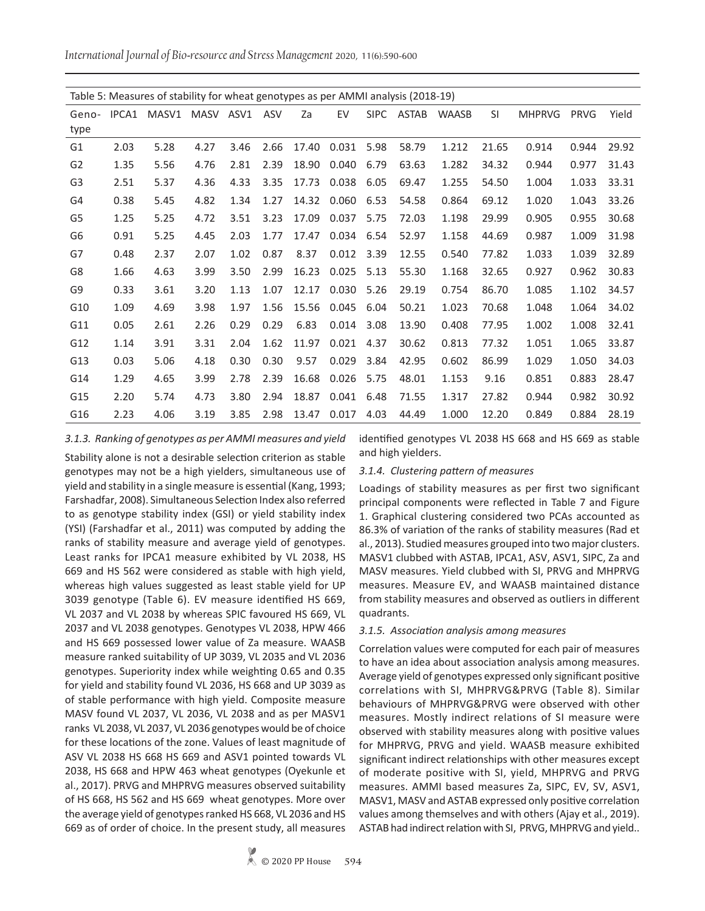Table 5: Measures of stability for wheat genotypes as per AMMI analysis (2018-19)

| Genotype | IPCA1 | MASV1 | MASV | ASV1 | ASV | Za | EV | SIPC | ASTAB | WAASB | SI | MHPRVG | PRVG | Yield |
|---|---|---|---|---|---|---|---|---|---|---|---|---|---|---|
| G1 | 2.03 | 5.28 | 4.27 | 3.46 | 2.66 | 17.40 | 0.031 | 5.98 | 58.79 | 1.212 | 21.65 | 0.914 | 0.944 | 29.92 |
| G2 | 1.35 | 5.56 | 4.76 | 2.81 | 2.39 | 18.90 | 0.040 | 6.79 | 63.63 | 1.282 | 34.32 | 0.944 | 0.977 | 31.43 |
| G3 | 2.51 | 5.37 | 4.36 | 4.33 | 3.35 | 17.73 | 0.038 | 6.05 | 69.47 | 1.255 | 54.50 | 1.004 | 1.033 | 33.31 |
| G4 | 0.38 | 5.45 | 4.82 | 1.34 | 1.27 | 14.32 | 0.060 | 6.53 | 54.58 | 0.864 | 69.12 | 1.020 | 1.043 | 33.26 |
| G5 | 1.25 | 5.25 | 4.72 | 3.51 | 3.23 | 17.09 | 0.037 | 5.75 | 72.03 | 1.198 | 29.99 | 0.905 | 0.955 | 30.68 |
| G6 | 0.91 | 5.25 | 4.45 | 2.03 | 1.77 | 17.47 | 0.034 | 6.54 | 52.97 | 1.158 | 44.69 | 0.987 | 1.009 | 31.98 |
| G7 | 0.48 | 2.37 | 2.07 | 1.02 | 0.87 | 8.37 | 0.012 | 3.39 | 12.55 | 0.540 | 77.82 | 1.033 | 1.039 | 32.89 |
| G8 | 1.66 | 4.63 | 3.99 | 3.50 | 2.99 | 16.23 | 0.025 | 5.13 | 55.30 | 1.168 | 32.65 | 0.927 | 0.962 | 30.83 |
| G9 | 0.33 | 3.61 | 3.20 | 1.13 | 1.07 | 12.17 | 0.030 | 5.26 | 29.19 | 0.754 | 86.70 | 1.085 | 1.102 | 34.57 |
| G10 | 1.09 | 4.69 | 3.98 | 1.97 | 1.56 | 15.56 | 0.045 | 6.04 | 50.21 | 1.023 | 70.68 | 1.048 | 1.064 | 34.02 |
| G11 | 0.05 | 2.61 | 2.26 | 0.29 | 0.29 | 6.83 | 0.014 | 3.08 | 13.90 | 0.408 | 77.95 | 1.002 | 1.008 | 32.41 |
| G12 | 1.14 | 3.91 | 3.31 | 2.04 | 1.62 | 11.97 | 0.021 | 4.37 | 30.62 | 0.813 | 77.32 | 1.051 | 1.065 | 33.87 |
| G13 | 0.03 | 5.06 | 4.18 | 0.30 | 0.30 | 9.57 | 0.029 | 3.84 | 42.95 | 0.602 | 86.99 | 1.029 | 1.050 | 34.03 |
| G14 | 1.29 | 4.65 | 3.99 | 2.78 | 2.39 | 16.68 | 0.026 | 5.75 | 48.01 | 1.153 | 9.16 | 0.851 | 0.883 | 28.47 |
| G15 | 2.20 | 5.74 | 4.73 | 3.80 | 2.94 | 18.87 | 0.041 | 6.48 | 71.55 | 1.317 | 27.82 | 0.944 | 0.982 | 30.92 |
| G16 | 2.23 | 4.06 | 3.19 | 3.85 | 2.98 | 13.47 | 0.017 | 4.03 | 44.49 | 1.000 | 12.20 | 0.849 | 0.884 | 28.19 |

### *3.1.3. Ranking of genotypes as per AMMI measures and yield*

Stability alone is not a desirable selection criterion as stable genotypes may not be a high yielders, simultaneous use of yield and stability in a single measure is essential (Kang, 1993; Farshadfar, 2008). Simultaneous Selection Index also referred to as genotype stability index (GSI) or yield stability index (YSI) (Farshadfar et al., 2011) was computed by adding the ranks of stability measure and average yield of genotypes. Least ranks for IPCA1 measure exhibited by VL 2038, HS 669 and HS 562 were considered as stable with high yield, whereas high values suggested as least stable yield for UP 3039 genotype (Table 6). EV measure identified HS 669, VL 2037 and VL 2038 by whereas SPIC favoured HS 669, VL 2037 and VL 2038 genotypes. Genotypes VL 2038, HPW 466 and HS 669 possessed lower value of Za measure. WAASB measure ranked suitability of UP 3039, VL 2035 and VL 2036 genotypes. Superiority index while weighting 0.65 and 0.35 for yield and stability found VL 2036, HS 668 and UP 3039 as of stable performance with high yield. Composite measure MASV found VL 2037, VL 2036, VL 2038 and as per MASV1 ranks VL 2038, VL 2037, VL 2036 genotypes would be of choice for these locations of the zone. Values of least magnitude of ASV VL 2038 HS 668 HS 669 and ASV1 pointed towards VL 2038, HS 668 and HPW 463 wheat genotypes (Oyekunle et al., 2017). PRVG and MHPRVG measures observed suitability of HS 668, HS 562 and HS 669 wheat genotypes. More over the average yield of genotypes ranked HS 668, VL 2036 and HS 669 as of order of choice. In the present study, all measures identified genotypes VL 2038 HS 668 and HS 669 as stable and high yielders.

### *3.1.4. Clustering pattern of measures*

Loadings of stability measures as per first two significant principal components were reflected in Table 7 and Figure 1. Graphical clustering considered two PCAs accounted as 86.3% of variation of the ranks of stability measures (Rad et al., 2013). Studied measures grouped into two major clusters. MASV1 clubbed with ASTAB, IPCA1, ASV, ASV1, SIPC, Za and MASV measures. Yield clubbed with SI, PRVG and MHPRVG measures. Measure EV, and WAASB maintained distance from stability measures and observed as outliers in different quadrants.

### *3.1.5. Association analysis among measures*

Correlation values were computed for each pair of measures to have an idea about association analysis among measures. Average yield of genotypes expressed only significant positive correlations with SI, MHPRVG&PRVG (Table 8). Similar behaviours of MHPRVG&PRVG were observed with other measures. Mostly indirect relations of SI measure were observed with stability measures along with positive values for MHPRVG, PRVG and yield. WAASB measure exhibited significant indirect relationships with other measures except of moderate positive with SI, yield, MHPRVG and PRVG measures. AMMI based measures Za, SIPC, EV, SV, ASV1, MASV1, MASV and ASTAB expressed only positive correlation values among themselves and with others (Ajay et al., 2019). ASTAB had indirect relation with SI, PRVG, MHPRVG and yield..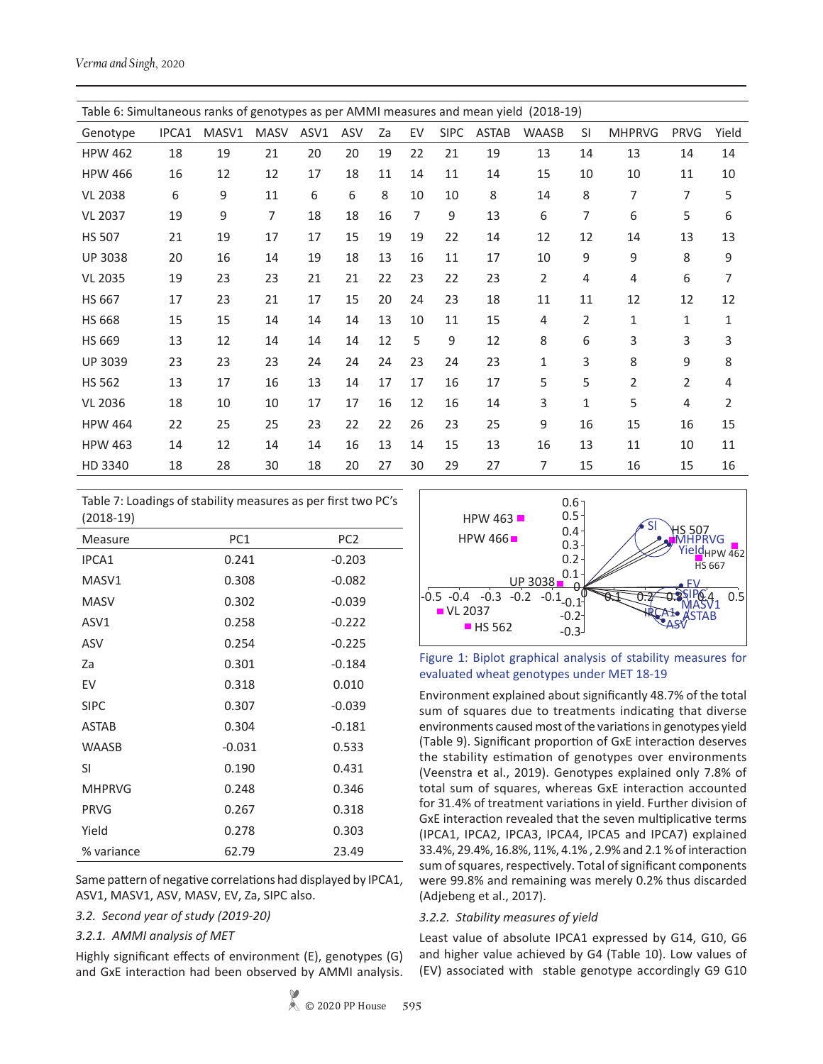Table 6: Simultaneous ranks of genotypes as per AMMI measures and mean yield (2018-19)

| Genotype | IPCA1 | MASV1 | MASV | ASV1 | ASV | Za | EV | SIPC | ASTAB | WAASB | SI | MHPRVG | PRVG | Yield |
|---|---|---|---|---|---|---|---|---|---|---|---|---|---|---|
| HPW 462 | 18 | 19 | 21 | 20 | 20 | 19 | 22 | 21 | 19 | 13 | 14 | 13 | 14 | 14 |
| HPW 466 | 16 | 12 | 12 | 17 | 18 | 11 | 14 | 11 | 14 | 15 | 10 | 10 | 11 | 10 |
| VL 2038 | 6 | 9 | 11 | 6 | 6 | 8 | 10 | 10 | 8 | 14 | 8 | 7 | 7 | 5 |
| VL 2037 | 19 | 9 | 7 | 18 | 18 | 16 | 7 | 9 | 13 | 6 | 7 | 6 | 5 | 6 |
| HS 507 | 21 | 19 | 17 | 17 | 15 | 19 | 19 | 22 | 14 | 12 | 12 | 14 | 13 | 13 |
| UP 3038 | 20 | 16 | 14 | 19 | 18 | 13 | 16 | 11 | 17 | 10 | 9 | 9 | 8 | 9 |
| VL 2035 | 19 | 23 | 23 | 21 | 21 | 22 | 23 | 22 | 23 | 2 | 4 | 4 | 6 | 7 |
| HS 667 | 17 | 23 | 21 | 17 | 15 | 20 | 24 | 23 | 18 | 11 | 11 | 12 | 12 | 12 |
| HS 668 | 15 | 15 | 14 | 14 | 14 | 13 | 10 | 11 | 15 | 4 | 2 | 1 | 1 | 1 |
| HS 669 | 13 | 12 | 14 | 14 | 14 | 12 | 5 | 9 | 12 | 8 | 6 | 3 | 3 | 3 |
| UP 3039 | 23 | 23 | 23 | 24 | 24 | 24 | 23 | 24 | 23 | 1 | 3 | 8 | 9 | 8 |
| HS 562 | 13 | 17 | 16 | 13 | 14 | 17 | 17 | 16 | 17 | 5 | 5 | 2 | 2 | 4 |
| VL 2036 | 18 | 10 | 10 | 17 | 17 | 16 | 12 | 16 | 14 | 3 | 1 | 5 | 4 | 2 |
| HPW 464 | 22 | 25 | 25 | 23 | 22 | 22 | 26 | 23 | 25 | 9 | 16 | 15 | 16 | 15 |
| HPW 463 | 14 | 12 | 14 | 14 | 16 | 13 | 14 | 15 | 13 | 16 | 13 | 11 | 10 | 11 |
| HD 3340 | 18 | 28 | 30 | 18 | 20 | 27 | 30 | 29 | 27 | 7 | 15 | 16 | 15 | 16 |

Table 7: Loadings of stability measures as per first two PC's (2018-19)

| Measure | PC1 | PC2 |
|---|---|---|
| IPCA1 | 0.241 | -0.203 |
| MASV1 | 0.308 | -0.082 |
| MASV | 0.302 | -0.039 |
| ASV1 | 0.258 | -0.222 |
| ASV | 0.254 | -0.225 |
| Za | 0.301 | -0.184 |
| EV | 0.318 | 0.010 |
| SIPC | 0.307 | -0.039 |
| ASTAB | 0.304 | -0.181 |
| WAASB | -0.031 | 0.533 |
| SI | 0.190 | 0.431 |
| MHPRVG | 0.248 | 0.346 |
| PRVG | 0.267 | 0.318 |
| Yield | 0.278 | 0.303 |
| % variance | 62.79 | 23.49 |

Same pattern of negative correlations had displayed by IPCA1, ASV1, MASV1, ASV, MASV, EV, Za, SIPC also.

*3.2. Second year of study (2019-20)*

*3.2.1. AMMI analysis of MET*

Highly significant effects of environment (E), genotypes (G) and GxE interaction had been observed by AMMI analysis.

Figure 1: Biplot graphical analysis of stability measures for evaluated wheat genotypes under MET 18-19

Environment explained about significantly 48.7% of the total sum of squares due to treatments indicating that diverse environments caused most of the variations in genotypes yield (Table 9). Significant proportion of GxE interaction deserves the stability estimation of genotypes over environments (Veenstra et al., 2019). Genotypes explained only 7.8% of total sum of squares, whereas GxE interaction accounted for 31.4% of treatment variations in yield. Further division of GxE interaction revealed that the seven multiplicative terms (IPCA1, IPCA2, IPCA3, IPCA4, IPCA5 and IPCA7) explained 33.4%, 29.4%, 16.8%, 11%, 4.1% , 2.9% and 2.1 % of interaction sum of squares, respectively. Total of significant components were 99.8% and remaining was merely 0.2% thus discarded (Adjebeng et al., 2017).

*3.2.2. Stability measures of yield*

Least value of absolute IPCA1 expressed by G14, G10, G6 and higher value achieved by G4 (Table 10). Low values of (EV) associated with stable genotype accordingly G9 G10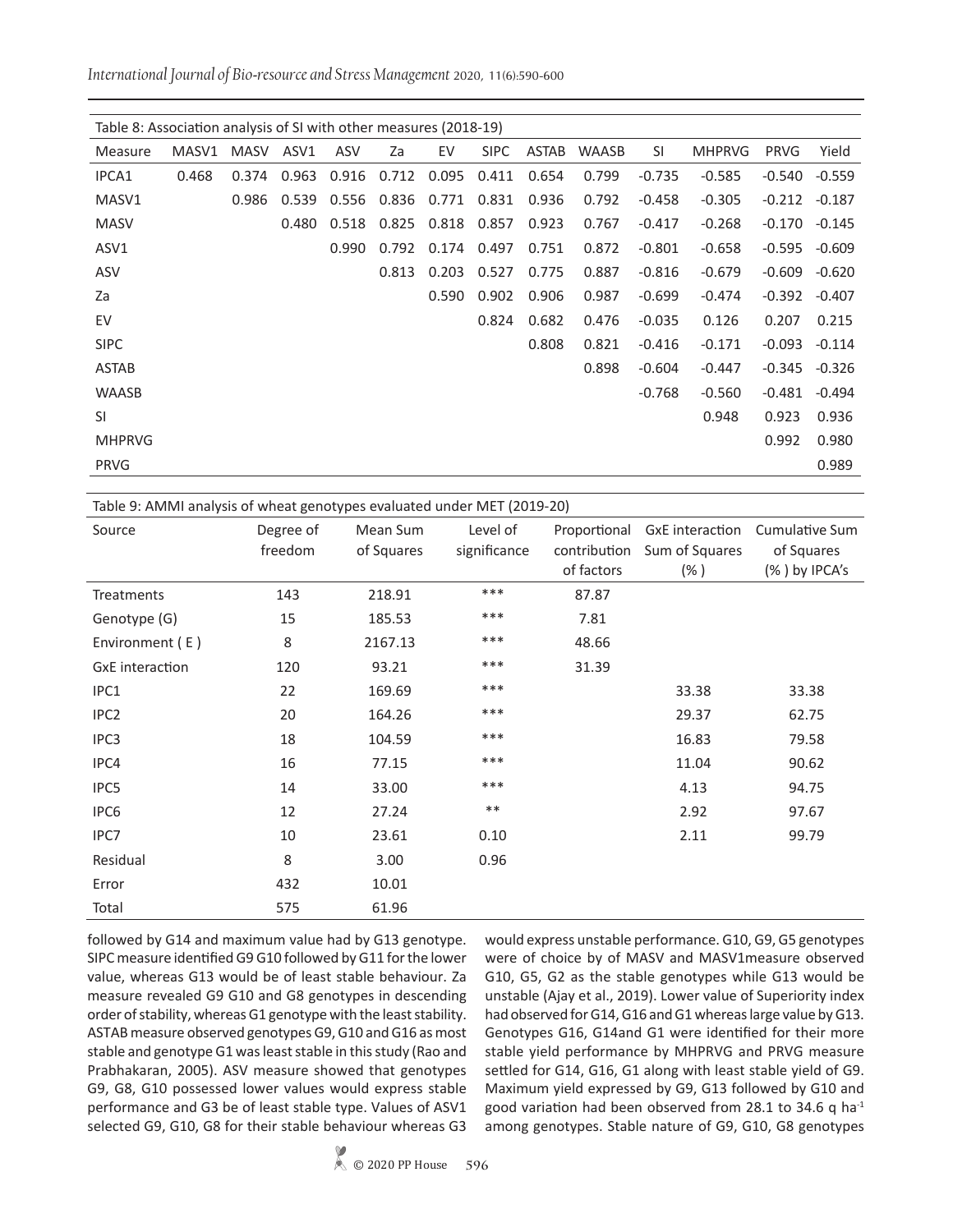Table 8: Association analysis of SI with other measures (2018-19)

| Measure | MASV1 | MASV | ASV1 | ASV | Za | EV | SIPC | ASTAB | WAASB | SI | MHPRVG | PRVG | Yield |
|---|---|---|---|---|---|---|---|---|---|---|---|---|---|
| IPCA1 | 0.468 | 0.374 | 0.963 | 0.916 | 0.712 | 0.095 | 0.411 | 0.654 | 0.799 | -0.735 | -0.585 | -0.540 | -0.559 |
| MASV1 | | 0.986 | 0.539 | 0.556 | 0.836 | 0.771 | 0.831 | 0.936 | 0.792 | -0.458 | -0.305 | -0.212 | -0.187 |
| MASV | | | 0.480 | 0.518 | 0.825 | 0.818 | 0.857 | 0.923 | 0.767 | -0.417 | -0.268 | -0.170 | -0.145 |
| ASV1 | | | | 0.990 | 0.792 | 0.174 | 0.497 | 0.751 | 0.872 | -0.801 | -0.658 | -0.595 | -0.609 |
| ASV | | | | | 0.813 | 0.203 | 0.527 | 0.775 | 0.887 | -0.816 | -0.679 | -0.609 | -0.620 |
| Za | | | | | | 0.590 | 0.902 | 0.906 | 0.987 | -0.699 | -0.474 | -0.392 | -0.407 |
| EV | | | | | | | 0.824 | 0.682 | 0.476 | -0.035 | 0.126 | 0.207 | 0.215 |
| SIPC | | | | | | | | 0.808 | 0.821 | -0.416 | -0.171 | -0.093 | -0.114 |
| ASTAB | | | | | | | | | 0.898 | -0.604 | -0.447 | -0.345 | -0.326 |
| WAASB | | | | | | | | | | -0.768 | -0.560 | -0.481 | -0.494 |
| SI | | | | | | | | | | | 0.948 | 0.923 | 0.936 |
| MHPRVG | | | | | | | | | | | | 0.992 | 0.980 |
| PRVG | | | | | | | | | | | | | 0.989 |

Table 9: AMMI analysis of wheat genotypes evaluated under MET (2019-20)

| Source | Degree of freedom | Mean Sum of Squares | Level of significance | Proportional contribution of factors | GxE interaction Sum of Squares (%) | Cumulative Sum of Squares (%) by IPCA's |
|---|---|---|---|---|---|---|
| Treatments | 143 | 218.91 | *** | 87.87 | | |
| Genotype (G) | 15 | 185.53 | *** | 7.81 | | |
| Environment ( E ) | 8 | 2167.13 | *** | 48.66 | | |
| GxE interaction | 120 | 93.21 | *** | 31.39 | | |
| IPC1 | 22 | 169.69 | *** | | 33.38 | 33.38 |
| IPC2 | 20 | 164.26 | *** | | 29.37 | 62.75 |
| IPC3 | 18 | 104.59 | *** | | 16.83 | 79.58 |
| IPC4 | 16 | 77.15 | *** | | 11.04 | 90.62 |
| IPC5 | 14 | 33.00 | *** | | 4.13 | 94.75 |
| IPC6 | 12 | 27.24 | ** | | 2.92 | 97.67 |
| IPC7 | 10 | 23.61 | 0.10 | | 2.11 | 99.79 |
| Residual | 8 | 3.00 | 0.96 | | | |
| Error | 432 | 10.01 | | | | |
| Total | 575 | 61.96 | | | | |

followed by G14 and maximum value had by G13 genotype. SIPC measure identified G9 G10 followed by G11 for the lower value, whereas G13 would be of least stable behaviour. Za measure revealed G9 G10 and G8 genotypes in descending order of stability, whereas G1 genotype with the least stability. ASTAB measure observed genotypes G9, G10 and G16 as most stable and genotype G1 was least stable in this study (Rao and Prabhakaran, 2005). ASV measure showed that genotypes G9, G8, G10 possessed lower values would express stable performance and G3 be of least stable type. Values of ASV1 selected G9, G10, G8 for their stable behaviour whereas G3 would express unstable performance. G10, G9, G5 genotypes were of choice by of MASV and MASV1measure observed G10, G5, G2 as the stable genotypes while G13 would be unstable (Ajay et al., 2019). Lower value of Superiority index had observed for G14, G16 and G1 whereas large value by G13. Genotypes G16, G14and G1 were identified for their more stable yield performance by MHPRVG and PRVG measure settled for G14, G16, G1 along with least stable yield of G9. Maximum yield expressed by G9, G13 followed by G10 and good variation had been observed from 28.1 to 34.6 q ha$^{-1}$ among genotypes. Stable nature of G9, G10, G8 genotypes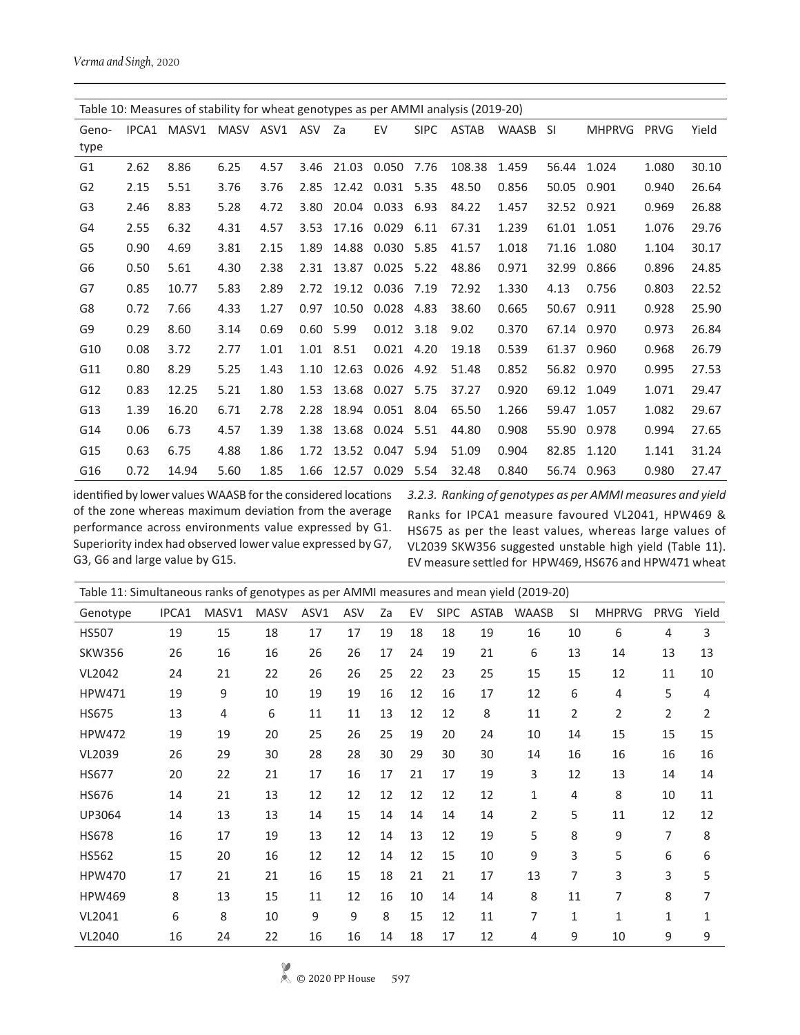Table 10: Measures of stability for wheat genotypes as per AMMI analysis (2019-20)

| Genotype | IPCA1 | MASV1 | MASV | ASV1 | ASV | Za | EV | SIPC | ASTAB | WAASB | SI | MHPRVG | PRVG | Yield |
|---|---|---|---|---|---|---|---|---|---|---|---|---|---|---|
| G1 | 2.62 | 8.86 | 6.25 | 4.57 | 3.46 | 21.03 | 0.050 | 7.76 | 108.38 | 1.459 | 56.44 | 1.024 | 1.080 | 30.10 |
| G2 | 2.15 | 5.51 | 3.76 | 3.76 | 2.85 | 12.42 | 0.031 | 5.35 | 48.50 | 0.856 | 50.05 | 0.901 | 0.940 | 26.64 |
| G3 | 2.46 | 8.83 | 5.28 | 4.72 | 3.80 | 20.04 | 0.033 | 6.93 | 84.22 | 1.457 | 32.52 | 0.921 | 0.969 | 26.88 |
| G4 | 2.55 | 6.32 | 4.31 | 4.57 | 3.53 | 17.16 | 0.029 | 6.11 | 67.31 | 1.239 | 61.01 | 1.051 | 1.076 | 29.76 |
| G5 | 0.90 | 4.69 | 3.81 | 2.15 | 1.89 | 14.88 | 0.030 | 5.85 | 41.57 | 1.018 | 71.16 | 1.080 | 1.104 | 30.17 |
| G6 | 0.50 | 5.61 | 4.30 | 2.38 | 2.31 | 13.87 | 0.025 | 5.22 | 48.86 | 0.971 | 32.99 | 0.866 | 0.896 | 24.85 |
| G7 | 0.85 | 10.77 | 5.83 | 2.89 | 2.72 | 19.12 | 0.036 | 7.19 | 72.92 | 1.330 | 4.13 | 0.756 | 0.803 | 22.52 |
| G8 | 0.72 | 7.66 | 4.33 | 1.27 | 0.97 | 10.50 | 0.028 | 4.83 | 38.60 | 0.665 | 50.67 | 0.911 | 0.928 | 25.90 |
| G9 | 0.29 | 8.60 | 3.14 | 0.69 | 0.60 | 5.99 | 0.012 | 3.18 | 9.02 | 0.370 | 67.14 | 0.970 | 0.973 | 26.84 |
| G10 | 0.08 | 3.72 | 2.77 | 1.01 | 1.01 | 8.51 | 0.021 | 4.20 | 19.18 | 0.539 | 61.37 | 0.960 | 0.968 | 26.79 |
| G11 | 0.80 | 8.29 | 5.25 | 1.43 | 1.10 | 12.63 | 0.026 | 4.92 | 51.48 | 0.852 | 56.82 | 0.970 | 0.995 | 27.53 |
| G12 | 0.83 | 12.25 | 5.21 | 1.80 | 1.53 | 13.68 | 0.027 | 5.75 | 37.27 | 0.920 | 69.12 | 1.049 | 1.071 | 29.47 |
| G13 | 1.39 | 16.20 | 6.71 | 2.78 | 2.28 | 18.94 | 0.051 | 8.04 | 65.50 | 1.266 | 59.47 | 1.057 | 1.082 | 29.67 |
| G14 | 0.06 | 6.73 | 4.57 | 1.39 | 1.38 | 13.68 | 0.024 | 5.51 | 44.80 | 0.908 | 55.90 | 0.978 | 0.994 | 27.65 |
| G15 | 0.63 | 6.75 | 4.88 | 1.86 | 1.72 | 13.52 | 0.047 | 5.94 | 51.09 | 0.904 | 82.85 | 1.120 | 1.141 | 31.24 |
| G16 | 0.72 | 14.94 | 5.60 | 1.85 | 1.66 | 12.57 | 0.029 | 5.54 | 32.48 | 0.840 | 56.74 | 0.963 | 0.980 | 27.47 |

identified by lower values WAASB for the considered locations of the zone whereas maximum deviation from the average performance across environments value expressed by G1. Superiority index had observed lower value expressed by G7, G3, G6 and large value by G15.

*3.2.3. Ranking of genotypes as per AMMI measures and yield*

Ranks for IPCA1 measure favoured VL2041, HPW469 & HS675 as per the least values, whereas large values of VL2039 SKW356 suggested unstable high yield (Table 11). EV measure settled for HPW469, HS676 and HPW471 wheat

Table 11: Simultaneous ranks of genotypes as per AMMI measures and mean yield (2019-20)

| Genotype | IPCA1 | MASV1 | MASV | ASV1 | ASV | Za | EV | SIPC | ASTAB | WAASB | SI | MHPRVG | PRVG | Yield |
|---|---|---|---|---|---|---|---|---|---|---|---|---|---|---|
| HS507 | 19 | 15 | 18 | 17 | 17 | 19 | 18 | 18 | 19 | 16 | 10 | 6 | 4 | 3 |
| SKW356 | 26 | 16 | 16 | 26 | 26 | 17 | 24 | 19 | 21 | 6 | 13 | 14 | 13 | 13 |
| VL2042 | 24 | 21 | 22 | 26 | 26 | 25 | 22 | 23 | 25 | 15 | 15 | 12 | 11 | 10 |
| HPW471 | 19 | 9 | 10 | 19 | 19 | 16 | 12 | 16 | 17 | 12 | 6 | 4 | 5 | 4 |
| HS675 | 13 | 4 | 6 | 11 | 11 | 13 | 12 | 12 | 8 | 11 | 2 | 2 | 2 | 2 |
| HPW472 | 19 | 19 | 20 | 25 | 26 | 25 | 19 | 20 | 24 | 10 | 14 | 15 | 15 | 15 |
| VL2039 | 26 | 29 | 30 | 28 | 28 | 30 | 29 | 30 | 30 | 14 | 16 | 16 | 16 | 16 |
| HS677 | 20 | 22 | 21 | 17 | 16 | 17 | 21 | 17 | 19 | 3 | 12 | 13 | 14 | 14 |
| HS676 | 14 | 21 | 13 | 12 | 12 | 12 | 12 | 12 | 12 | 1 | 4 | 8 | 10 | 11 |
| UP3064 | 14 | 13 | 13 | 14 | 15 | 14 | 14 | 14 | 14 | 2 | 5 | 11 | 12 | 12 |
| HS678 | 16 | 17 | 19 | 13 | 12 | 14 | 13 | 12 | 19 | 5 | 8 | 9 | 7 | 8 |
| HS562 | 15 | 20 | 16 | 12 | 12 | 14 | 12 | 15 | 10 | 9 | 3 | 5 | 6 | 6 |
| HPW470 | 17 | 21 | 21 | 16 | 15 | 18 | 21 | 21 | 17 | 13 | 7 | 3 | 3 | 5 |
| HPW469 | 8 | 13 | 15 | 11 | 12 | 16 | 10 | 14 | 14 | 8 | 11 | 7 | 8 | 7 |
| VL2041 | 6 | 8 | 10 | 9 | 9 | 8 | 15 | 12 | 11 | 7 | 1 | 1 | 1 | 1 |
| VL2040 | 16 | 24 | 22 | 16 | 16 | 14 | 18 | 17 | 12 | 4 | 9 | 10 | 9 | 9 |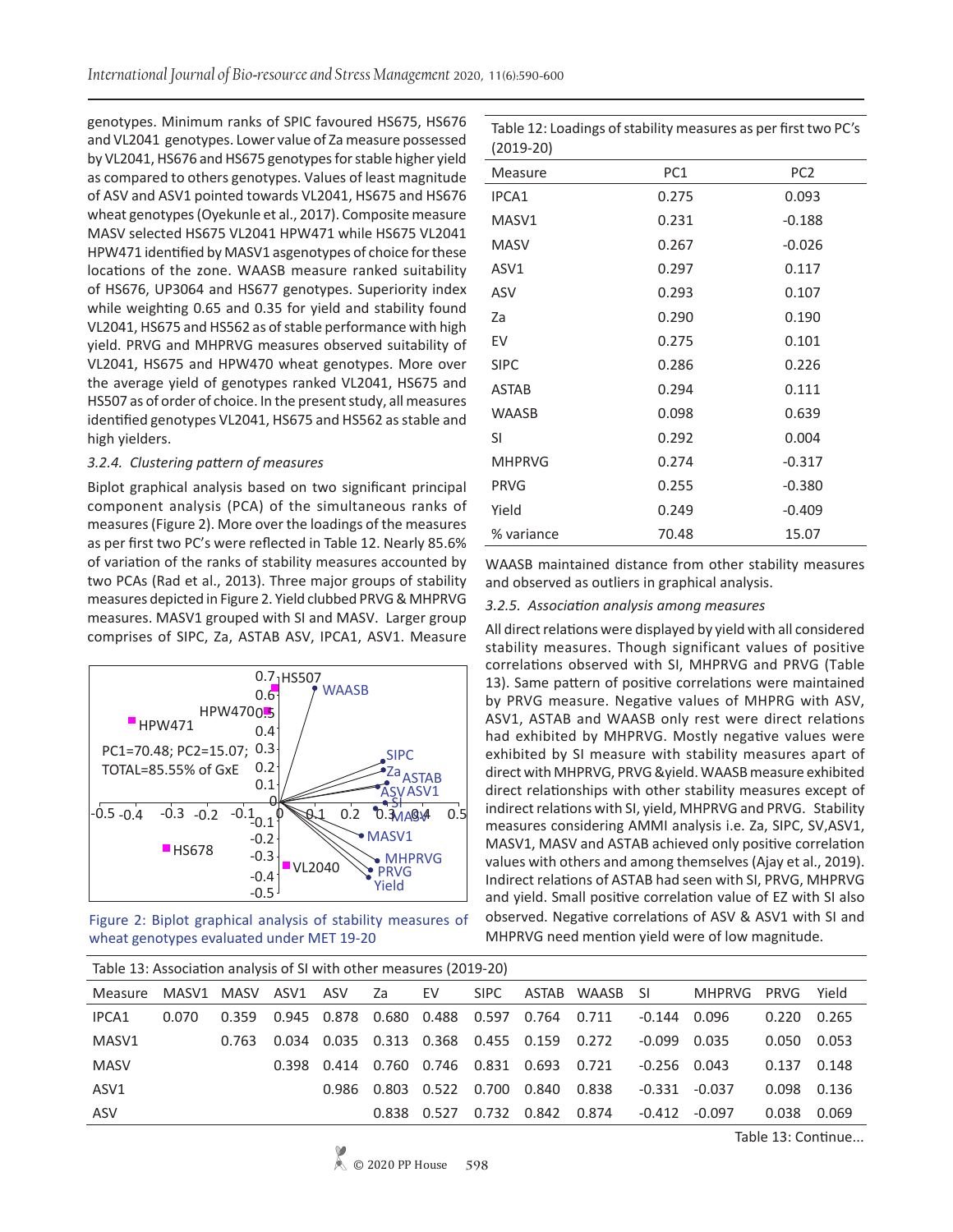genotypes. Minimum ranks of SPIC favoured HS675, HS676 and VL2041 genotypes. Lower value of Za measure possessed by VL2041, HS676 and HS675 genotypes for stable higher yield as compared to others genotypes. Values of least magnitude of ASV and ASV1 pointed towards VL2041, HS675 and HS676 wheat genotypes (Oyekunle et al., 2017). Composite measure MASV selected HS675 VL2041 HPW471 while HS675 VL2041 HPW471 identified by MASV1 asgenotypes of choice for these locations of the zone. WAASB measure ranked suitability of HS676, UP3064 and HS677 genotypes. Superiority index while weighting 0.65 and 0.35 for yield and stability found VL2041, HS675 and HS562 as of stable performance with high yield. PRVG and MHPRVG measures observed suitability of VL2041, HS675 and HPW470 wheat genotypes. More over the average yield of genotypes ranked VL2041, HS675 and HS507 as of order of choice. In the present study, all measures identified genotypes VL2041, HS675 and HS562 as stable and high yielders.

### *3.2.4. Clustering pattern of measures*

Biplot graphical analysis based on two significant principal component analysis (PCA) of the simultaneous ranks of measures (Figure 2). More over the loadings of the measures as per first two PC's were reflected in Table 12. Nearly 85.6% of variation of the ranks of stability measures accounted by two PCAs (Rad et al., 2013). Three major groups of stability measures depicted in Figure 2. Yield clubbed PRVG & MHPRVG measures. MASV1 grouped with SI and MASV. Larger group comprises of SIPC, Za, ASTAB ASV, IPCA1, ASV1. Measure WAASB maintained distance from other stability measures and observed as outliers in graphical analysis.

Figure 2: Biplot graphical analysis of stability measures of wheat genotypes evaluated under MET 19-20

Table 12: Loadings of stability measures as per first two PC's (2019-20)

| Measure | PC1 | PC2 |
|---|---|---|
| IPCA1 | 0.275 | 0.093 |
| MASV1 | 0.231 | -0.188 |
| MASV | 0.267 | -0.026 |
| ASV1 | 0.297 | 0.117 |
| ASV | 0.293 | 0.107 |
| Za | 0.290 | 0.190 |
| EV | 0.275 | 0.101 |
| SIPC | 0.286 | 0.226 |
| ASTAB | 0.294 | 0.111 |
| WAASB | 0.098 | 0.639 |
| SI | 0.292 | 0.004 |
| MHPRVG | 0.274 | -0.317 |
| PRVG | 0.255 | -0.380 |
| Yield | 0.249 | -0.409 |
| % variance | 70.48 | 15.07 |

### *3.2.5. Association analysis among measures*

All direct relations were displayed by yield with all considered stability measures. Though significant values of positive correlations observed with SI, MHPRVG and PRVG (Table 13). Same pattern of positive correlations were maintained by PRVG measure. Negative values of MHPRG with ASV, ASV1, ASTAB and WAASB only rest were direct relations had exhibited by MHPRVG. Mostly negative values were exhibited by SI measure with stability measures apart of direct with MHPRVG, PRVG &yield. WAASB measure exhibited direct relationships with other stability measures except of indirect relations with SI, yield, MHPRVG and PRVG. Stability measures considering AMMI analysis i.e. Za, SIPC, SV,ASV1, MASV1, MASV and ASTAB achieved only positive correlation values with others and among themselves (Ajay et al., 2019). Indirect relations of ASTAB had seen with SI, PRVG, MHPRVG and yield. Small positive correlation value of EZ with SI also observed. Negative correlations of ASV & ASV1 with SI and MHPRVG need mention yield were of low magnitude.

Table 13: Association analysis of SI with other measures (2019-20)

| Measure | MASV1 | MASV | ASV1 | ASV | Za | EV | SIPC | ASTAB | WAASB | SI | MHPRVG | PRVG | Yield |
|---|---|---|---|---|---|---|---|---|---|---|---|---|---|
| IPCA1 | 0.070 | 0.359 | 0.945 | 0.878 | 0.680 | 0.488 | 0.597 | 0.764 | 0.711 | -0.144 | 0.096 | 0.220 | 0.265 |
| MASV1 | | 0.763 | 0.034 | 0.035 | 0.313 | 0.368 | 0.455 | 0.159 | 0.272 | -0.099 | 0.035 | 0.050 | 0.053 |
| MASV | | | 0.398 | 0.414 | 0.760 | 0.746 | 0.831 | 0.693 | 0.721 | -0.256 | 0.043 | 0.137 | 0.148 |
| ASV1 | | | | 0.986 | 0.803 | 0.522 | 0.700 | 0.840 | 0.838 | -0.331 | -0.037 | 0.098 | 0.136 |
| ASV | | | | | 0.838 | 0.527 | 0.732 | 0.842 | 0.874 | -0.412 | -0.097 | 0.038 | 0.069 |

Table 13: Continue...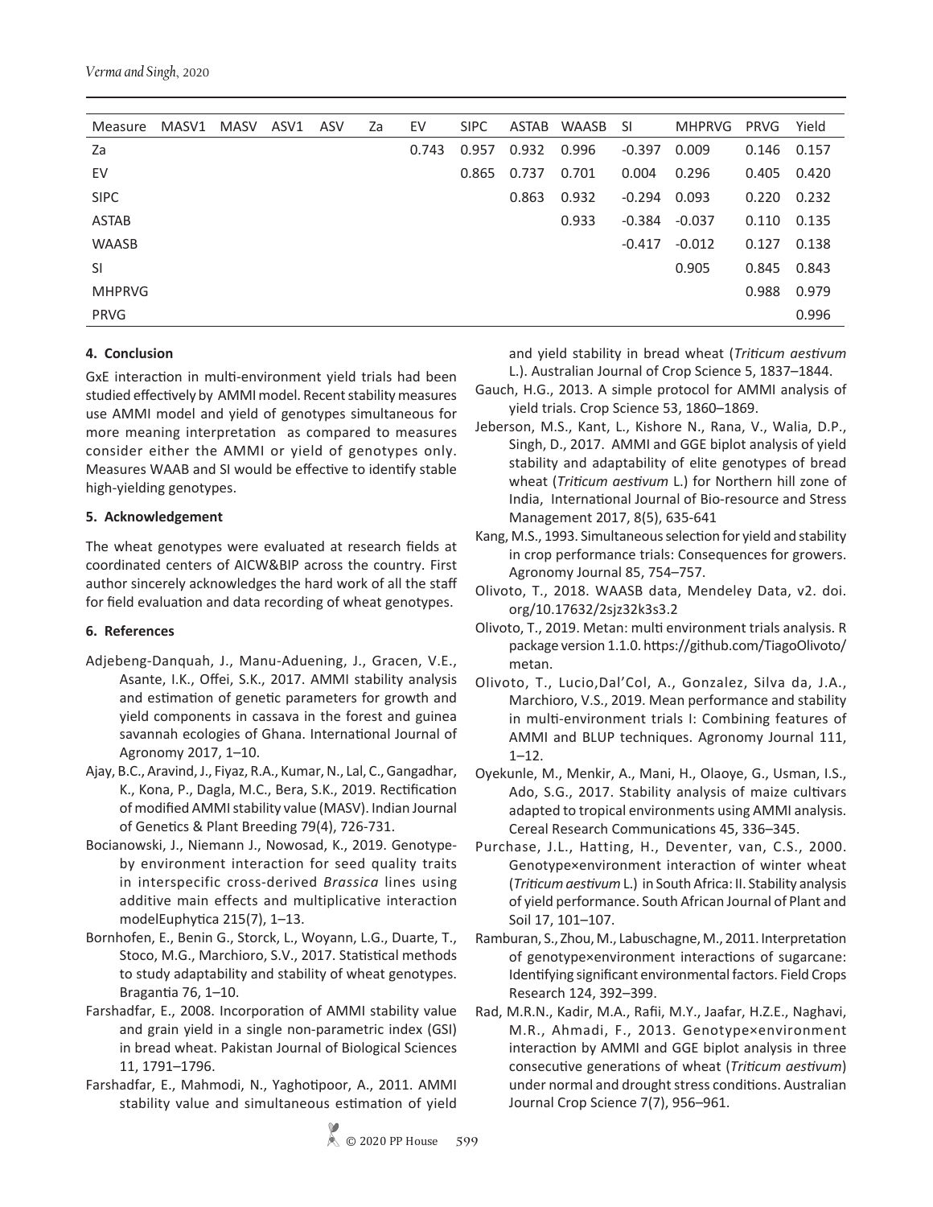| Measure | MASV1 | MASV | ASV1 | ASV | Za | EV | SIPC | ASTAB | WAASB | SI | MHPRVG | PRVG | Yield |
|---|---|---|---|---|---|---|---|---|---|---|---|---|---|
| Za | | | | | | 0.743 | 0.957 | 0.932 | 0.996 | -0.397 | 0.009 | 0.146 | 0.157 |
| EV | | | | | | | 0.865 | 0.737 | 0.701 | 0.004 | 0.296 | 0.405 | 0.420 |
| SIPC | | | | | | | | 0.863 | 0.932 | -0.294 | 0.093 | 0.220 | 0.232 |
| ASTAB | | | | | | | | | 0.933 | -0.384 | -0.037 | 0.110 | 0.135 |
| WAASB | | | | | | | | | | -0.417 | -0.012 | 0.127 | 0.138 |
| SI | | | | | | | | | | | 0.905 | 0.845 | 0.843 |
| MHPRVG | | | | | | | | | | | | 0.988 | 0.979 |
| PRVG | | | | | | | | | | | | | 0.996 |

## 4. Conclusion

GxE interaction in multi-environment yield trials had been studied effectively by AMMI model. Recent stability measures use AMMI model and yield of genotypes simultaneous for more meaning interpretation as compared to measures consider either the AMMI or yield of genotypes only. Measures WAAB and SI would be effective to identify stable high-yielding genotypes.

## 5. Acknowledgement

The wheat genotypes were evaluated at research fields at coordinated centers of AICW&BIP across the country. First author sincerely acknowledges the hard work of all the staff for field evaluation and data recording of wheat genotypes.

## 6. References

Adjebeng-Danquah, J., Manu-Aduening, J., Gracen, V.E., Asante, I.K., Offei, S.K., 2017. AMMI stability analysis and estimation of genetic parameters for growth and yield components in cassava in the forest and guinea savannah ecologies of Ghana. International Journal of Agronomy 2017, 1–10.

Ajay, B.C., Aravind, J., Fiyaz, R.A., Kumar, N., Lal, C., Gangadhar, K., Kona, P., Dagla, M.C., Bera, S.K., 2019. Rectification of modified AMMI stability value (MASV). Indian Journal of Genetics & Plant Breeding 79(4), 726-731.

Bocianowski, J., Niemann J., Nowosad, K., 2019. Genotype-by environment interaction for seed quality traits in interspecific cross-derived *Brassica* lines using additive main effects and multiplicative interaction modelEuphytica 215(7), 1–13.

Bornhofen, E., Benin G., Storck, L., Woyann, L.G., Duarte, T., Stoco, M.G., Marchioro, S.V., 2017. Statistical methods to study adaptability and stability of wheat genotypes. Bragantia 76, 1–10.

Farshadfar, E., 2008. Incorporation of AMMI stability value and grain yield in a single non-parametric index (GSI) in bread wheat. Pakistan Journal of Biological Sciences 11, 1791–1796.

Farshadfar, E., Mahmodi, N., Yaghotipoor, A., 2011. AMMI stability value and simultaneous estimation of yield and yield stability in bread wheat (*Triticum aestivum* L.). Australian Journal of Crop Science 5, 1837–1844.

Gauch, H.G., 2013. A simple protocol for AMMI analysis of yield trials. Crop Science 53, 1860–1869.

Jeberson, M.S., Kant, L., Kishore N., Rana, V., Walia, D.P., Singh, D., 2017. AMMI and GGE biplot analysis of yield stability and adaptability of elite genotypes of bread wheat (*Triticum aestivum* L.) for Northern hill zone of India, International Journal of Bio-resource and Stress Management 2017, 8(5), 635-641

Kang, M.S., 1993. Simultaneous selection for yield and stability in crop performance trials: Consequences for growers. Agronomy Journal 85, 754–757.

Olivoto, T., 2018. WAASB data, Mendeley Data, v2. doi.org/10.17632/2sjz32k3s3.2

Olivoto, T., 2019. Metan: multi environment trials analysis. R package version 1.1.0. https://github.com/TiagoOlivoto/metan.

Olivoto, T., Lucio,Dal'Col, A., Gonzalez, Silva da, J.A., Marchioro, V.S., 2019. Mean performance and stability in multi-environment trials I: Combining features of AMMI and BLUP techniques. Agronomy Journal 111, 1–12.

Oyekunle, M., Menkir, A., Mani, H., Olaoye, G., Usman, I.S., Ado, S.G., 2017. Stability analysis of maize cultivars adapted to tropical environments using AMMI analysis. Cereal Research Communications 45, 336–345.

Purchase, J.L., Hatting, H., Deventer, van, C.S., 2000. Genotype×environment interaction of winter wheat (*Triticum aestivum* L.) in South Africa: II. Stability analysis of yield performance. South African Journal of Plant and Soil 17, 101–107.

Ramburan, S., Zhou, M., Labuschagne, M., 2011. Interpretation of genotype×environment interactions of sugarcane: Identifying significant environmental factors. Field Crops Research 124, 392–399.

Rad, M.R.N., Kadir, M.A., Rafii, M.Y., Jaafar, H.Z.E., Naghavi, M.R., Ahmadi, F., 2013. Genotype×environment interaction by AMMI and GGE biplot analysis in three consecutive generations of wheat (*Triticum aestivum*) under normal and drought stress conditions. Australian Journal Crop Science 7(7), 956–961.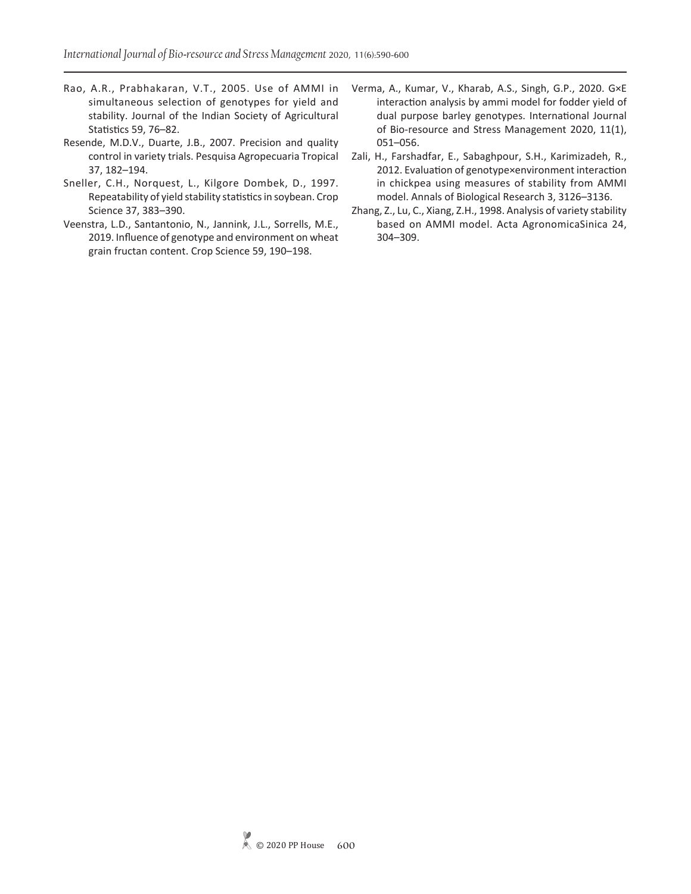Rao, A.R., Prabhakaran, V.T., 2005. Use of AMMI in simultaneous selection of genotypes for yield and stability. Journal of the Indian Society of Agricultural Statistics 59, 76–82.

Resende, M.D.V., Duarte, J.B., 2007. Precision and quality control in variety trials. Pesquisa Agropecuaria Tropical 37, 182–194.

Sneller, C.H., Norquest, L., Kilgore Dombek, D., 1997. Repeatability of yield stability statistics in soybean. Crop Science 37, 383–390.

Veenstra, L.D., Santantonio, N., Jannink, J.L., Sorrells, M.E., 2019. Influence of genotype and environment on wheat grain fructan content. Crop Science 59, 190–198.

Verma, A., Kumar, V., Kharab, A.S., Singh, G.P., 2020. G×E interaction analysis by ammi model for fodder yield of dual purpose barley genotypes. International Journal of Bio-resource and Stress Management 2020, 11(1), 051–056.

Zali, H., Farshadfar, E., Sabaghpour, S.H., Karimizadeh, R., 2012. Evaluation of genotype×environment interaction in chickpea using measures of stability from AMMI model. Annals of Biological Research 3, 3126–3136.

Zhang, Z., Lu, C., Xiang, Z.H., 1998. Analysis of variety stability based on AMMI model. Acta AgronomicaSinica 24, 304–309.